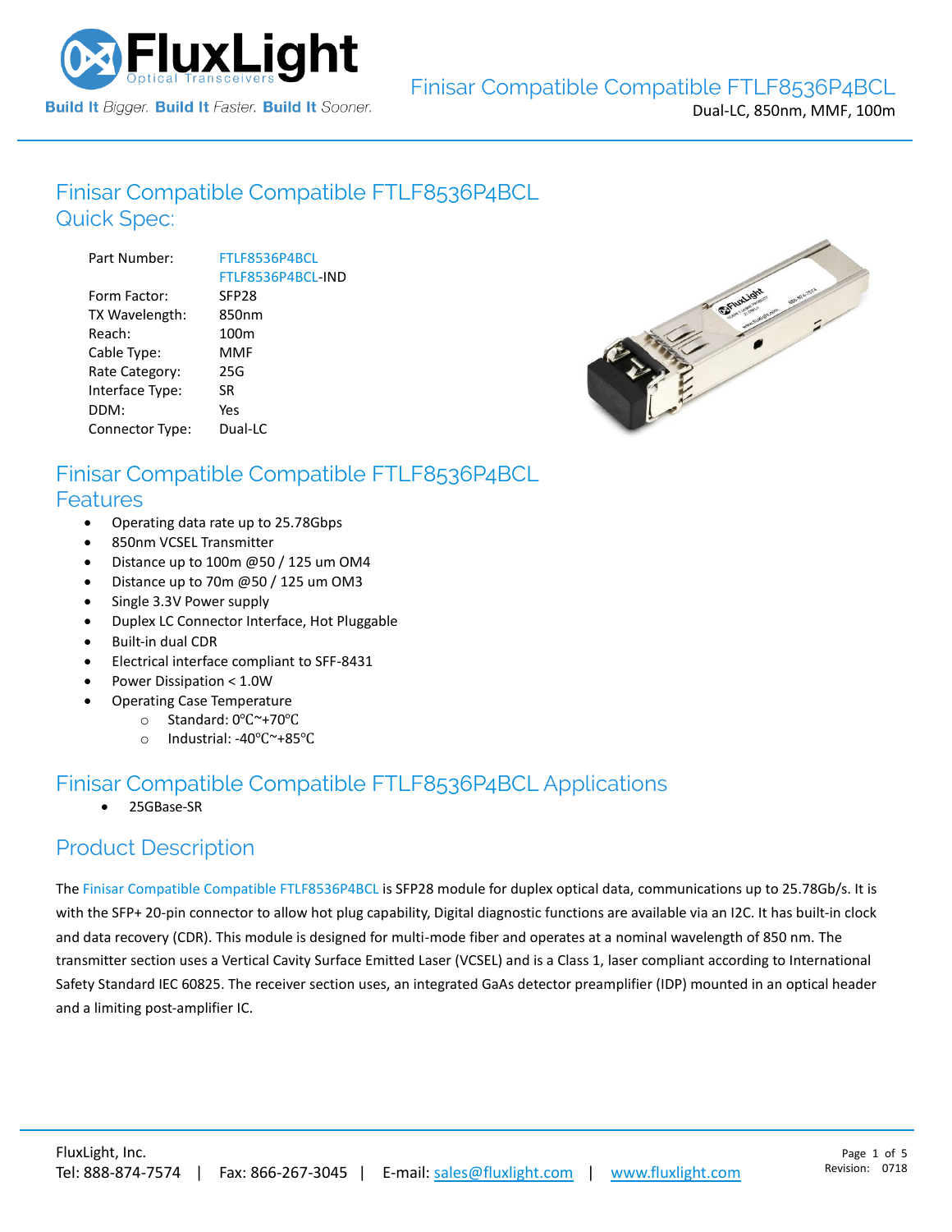# Finisar Compatible Compatible FTLF8536P4BCL

Dual-LC, 850nm, MMF, 100m

## Finisar Compatible Compatible FTLF8536P4BCL Quick Spec:

| | |
|---|---|
| Part Number: | FTLF8536P4BCL<br>FTLF8536P4BCL-IND |
| Form Factor: | SFP28 |
| TX Wavelength: | 850nm |
| Reach: | 100m |
| Cable Type: | MMF |
| Rate Category: | 25G |
| Interface Type: | SR |
| DDM: | Yes |
| Connector Type: | Dual-LC |

## Finisar Compatible Compatible FTLF8536P4BCL Features

- Operating data rate up to 25.78Gbps
- 850nm VCSEL Transmitter
- Distance up to 100m @50 / 125 um OM4
- Distance up to 70m @50 / 125 um OM3
- Single 3.3V Power supply
- Duplex LC Connector Interface, Hot Pluggable
- Built-in dual CDR
- Electrical interface compliant to SFF-8431
- Power Dissipation < 1.0W
- Operating Case Temperature
    - Standard: 0℃~+70℃
    - Industrial: -40℃~+85℃

## Finisar Compatible Compatible FTLF8536P4BCL Applications

- 25GBase-SR

## Product Description

The Finisar Compatible Compatible FTLF8536P4BCL is SFP28 module for duplex optical data, communications up to 25.78Gb/s. It is with the SFP+ 20-pin connector to allow hot plug capability, Digital diagnostic functions are available via an I2C. It has built-in clock and data recovery (CDR). This module is designed for multi-mode fiber and operates at a nominal wavelength of 850 nm. The transmitter section uses a Vertical Cavity Surface Emitted Laser (VCSEL) and is a Class 1, laser compliant according to International Safety Standard IEC 60825. The receiver section uses, an integrated GaAs detector preamplifier (IDP) mounted in an optical header and a limiting post-amplifier IC.

FluxLight, Inc.
Tel: 888-874-7574 | Fax: 866-267-3045 | E-mail: sales@fluxlight.com | www.fluxlight.com

Revision: 0718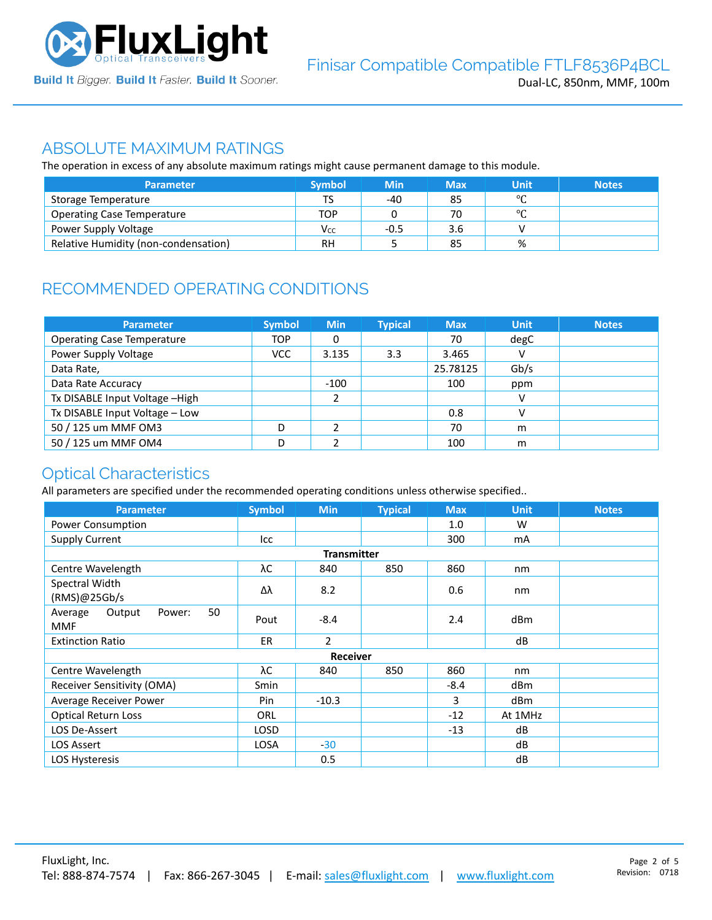## ABSOLUTE MAXIMUM RATINGS

The operation in excess of any absolute maximum ratings might cause permanent damage to this module.

| Parameter | Symbol | Min | Max | Unit | Notes |
|---|---|---|---|---|---|
| Storage Temperature | TS | -40 | 85 | ℃ | |
| Operating Case Temperature | TOP | 0 | 70 | ℃ | |
| Power Supply Voltage | $V_{CC}$ | -0.5 | 3.6 | V | |
| Relative Humidity (non-condensation) | RH | 5 | 85 | % | |

## RECOMMENDED OPERATING CONDITIONS

| Parameter | Symbol | Min | Typical | Max | Unit | Notes |
|---|---|---|---|---|---|---|
| Operating Case Temperature | TOP | 0 | | 70 | degC | |
| Power Supply Voltage | VCC | 3.135 | 3.3 | 3.465 | V | |
| Data Rate, | | | | 25.78125 | Gb/s | |
| Data Rate Accuracy | | -100 | | 100 | ppm | |
| Tx DISABLE Input Voltage –High | | 2 | | | V | |
| Tx DISABLE Input Voltage – Low | | | | 0.8 | V | |
| 50 / 125 um MMF OM3 | D | 2 | | 70 | m | |
| 50 / 125 um MMF OM4 | D | 2 | | 100 | m | |

## Optical Characteristics

All parameters are specified under the recommended operating conditions unless otherwise specified..

| Parameter | Symbol | Min | Typical | Max | Unit | Notes |
|---|---|---|---|---|---|---|
| Power Consumption | | | | 1.0 | W | |
| Supply Current | Icc | | | 300 | mA | |
| **Transmitter** | | | | | | |
| Centre Wavelength | λC | 840 | 850 | 860 | nm | |
| Spectral Width (RMS)@25Gb/s | Δλ | 8.2 | | 0.6 | nm | |
| Average Output Power: 50 MMF | Pout | -8.4 | | 2.4 | dBm | |
| Extinction Ratio | ER | 2 | | | dB | |
| **Receiver** | | | | | | |
| Centre Wavelength | λC | 840 | 850 | 860 | nm | |
| Receiver Sensitivity (OMA) | Smin | | | -8.4 | dBm | |
| Average Receiver Power | Pin | -10.3 | | 3 | dBm | |
| Optical Return Loss | ORL | | | -12 | At 1MHz | |
| LOS De-Assert | LOSD | | | -13 | dB | |
| LOS Assert | LOSA | -30 | | | dB | |
| LOS Hysteresis | | 0.5 | | | dB | |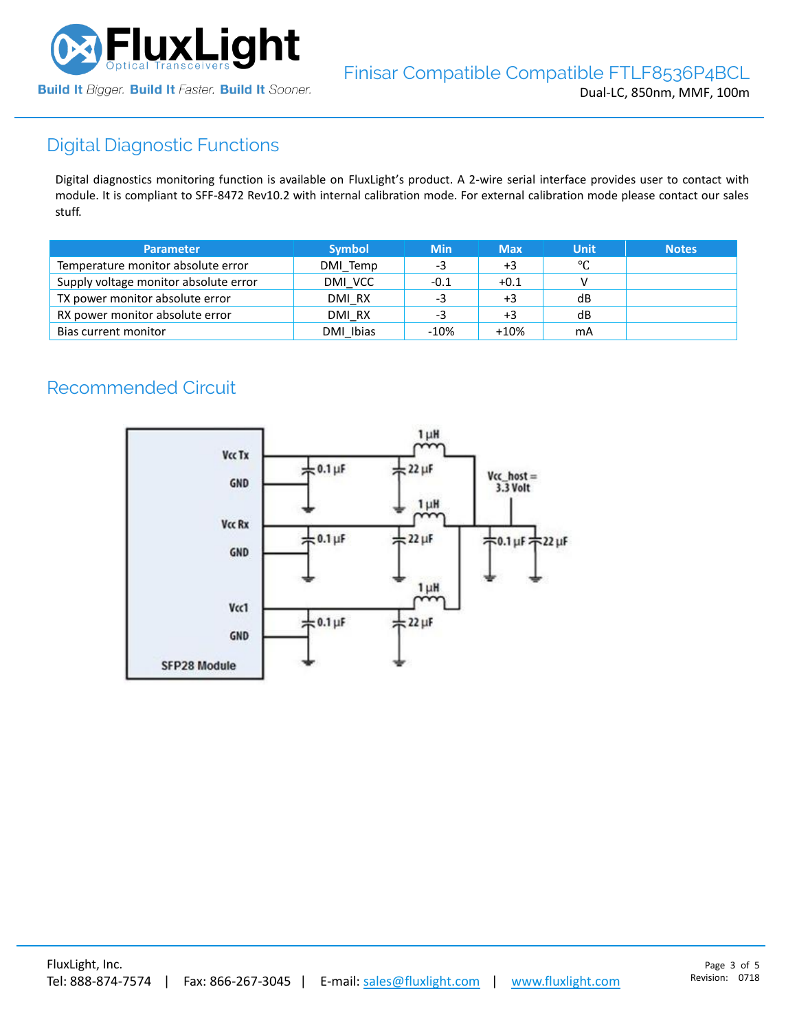## Digital Diagnostic Functions

Digital diagnostics monitoring function is available on FluxLight's product. A 2-wire serial interface provides user to contact with module. It is compliant to SFF-8472 Rev10.2 with internal calibration mode. For external calibration mode please contact our sales stuff.

| Parameter | Symbol | Min | Max | Unit | Notes |
|---|---|---|---|---|---|
| Temperature monitor absolute error | DMI_Temp | -3 | +3 | °C | |
| Supply voltage monitor absolute error | DMI_VCC | -0.1 | +0.1 | V | |
| TX power monitor absolute error | DMI_RX | -3 | +3 | dB | |
| RX power monitor absolute error | DMI_RX | -3 | +3 | dB | |
| Bias current monitor | DMI_Ibias | -10% | +10% | mA | |

## Recommended Circuit

Vcc Tx
GND
Vcc Rx
GND
Vcc1
GND
SFP28 Module
0.1 µF
22 µF
1 µH
Vcc_host = 3.3 Volt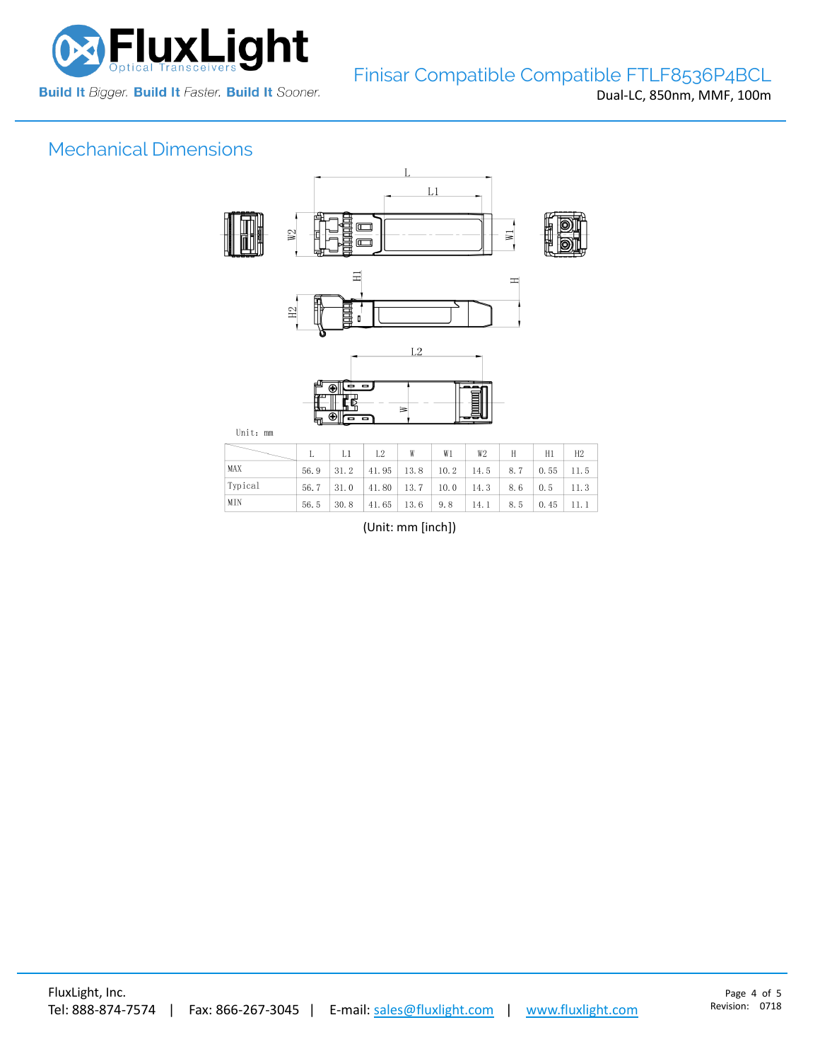## Mechanical Dimensions

L

L1

W2

W1

H1

H

H2

L2

W

Unit: mm

| | L | L1 | L2 | W | W1 | W2 | H | H1 | H2 |
|---|---|---|---|---|---|---|---|---|---|
| MAX | 56.9 | 31.2 | 41.95 | 13.8 | 10.2 | 14.5 | 8.7 | 0.55 | 11.5 |
| Typical | 56.7 | 31.0 | 41.80 | 13.7 | 10.0 | 14.3 | 8.6 | 0.5 | 11.3 |
| MIN | 56.5 | 30.8 | 41.65 | 13.6 | 9.8 | 14.1 | 8.5 | 0.45 | 11.1 |

(Unit: mm [inch])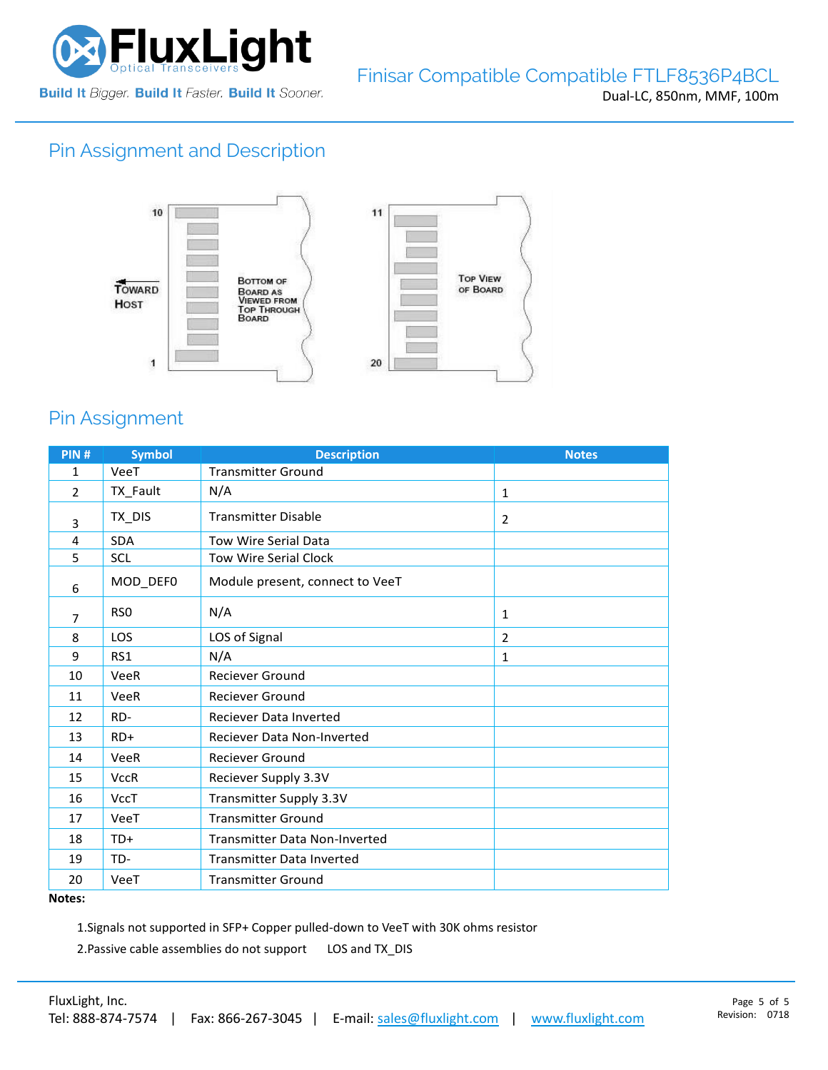## Pin Assignment and Description

10

TOWARD HOST

1

BOTTOM OF BOARD AS VIEWED FROM TOP THROUGH BOARD

11

20

TOP VIEW OF BOARD

## Pin Assignment

| PIN # | Symbol | Description | Notes |
|---|---|---|---|
| 1 | VeeT | Transmitter Ground | |
| 2 | TX_Fault | N/A | 1 |
| 3 | TX_DIS | Transmitter Disable | 2 |
| 4 | SDA | Tow Wire Serial Data | |
| 5 | SCL | Tow Wire Serial Clock | |
| 6 | MOD_DEF0 | Module present, connect to VeeT | |
| 7 | RS0 | N/A | 1 |
| 8 | LOS | LOS of Signal | 2 |
| 9 | RS1 | N/A | 1 |
| 10 | VeeR | Reciever Ground | |
| 11 | VeeR | Reciever Ground | |
| 12 | RD- | Reciever Data Inverted | |
| 13 | RD+ | Reciever Data Non-Inverted | |
| 14 | VeeR | Reciever Ground | |
| 15 | VccR | Reciever Supply 3.3V | |
| 16 | VccT | Transmitter Supply 3.3V | |
| 17 | VeeT | Transmitter Ground | |
| 18 | TD+ | Transmitter Data Non-Inverted | |
| 19 | TD- | Transmitter Data Inverted | |
| 20 | VeeT | Transmitter Ground | |

**Notes:**

1.Signals not supported in SFP+ Copper pulled-down to VeeT with 30K ohms resistor

2.Passive cable assemblies do not support LOS and TX_DIS